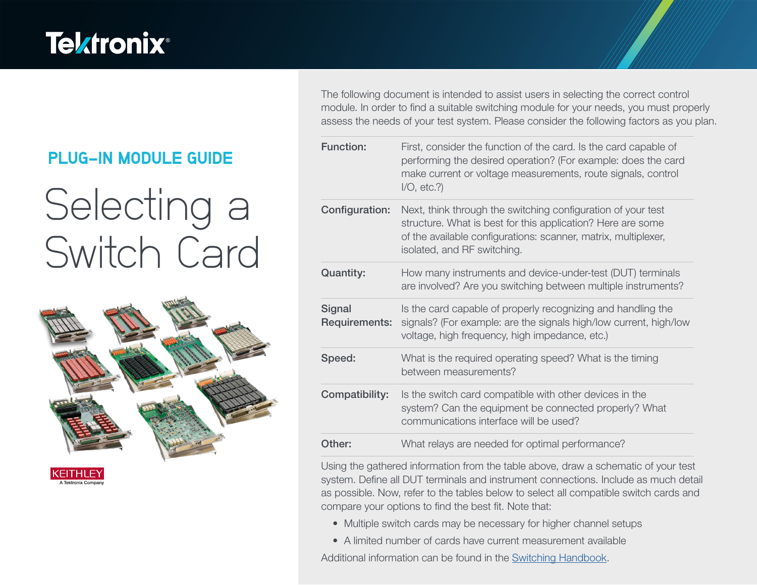Tektronix

## PLUG-IN MODULE GUIDE

# Selecting a Switch Card

KEITHLEY
A Tektronix Company

The following document is intended to assist users in selecting the correct control module. In order to find a suitable switching module for your needs, you must properly assess the needs of your test system. Please consider the following factors as you plan.

| | |
|---|---|
| **Function:** | First, consider the function of the card. Is the card capable of performing the desired operation? (For example: does the card make current or voltage measurements, route signals, control I/O, etc.?) |
| **Configuration:** | Next, think through the switching configuration of your test structure. What is best for this application? Here are some of the available configurations: scanner, matrix, multiplexer, isolated, and RF switching. |
| **Quantity:** | How many instruments and device-under-test (DUT) terminals are involved? Are you switching between multiple instruments? |
| **Signal Requirements:** | Is the card capable of properly recognizing and handling the signals? (For example: are the signals high/low current, high/low voltage, high frequency, high impedance, etc.) |
| **Speed:** | What is the required operating speed? What is the timing between measurements? |
| **Compatibility:** | Is the switch card compatible with other devices in the system? Can the equipment be connected properly? What communications interface will be used? |
| **Other:** | What relays are needed for optimal performance? |

Using the gathered information from the table above, draw a schematic of your test system. Define all DUT terminals and instrument connections. Include as much detail as possible. Now, refer to the tables below to select all compatible switch cards and compare your options to find the best fit. Note that:

- Multiple switch cards may be necessary for higher channel setups
- A limited number of cards have current measurement available

Additional information can be found in the Switching Handbook.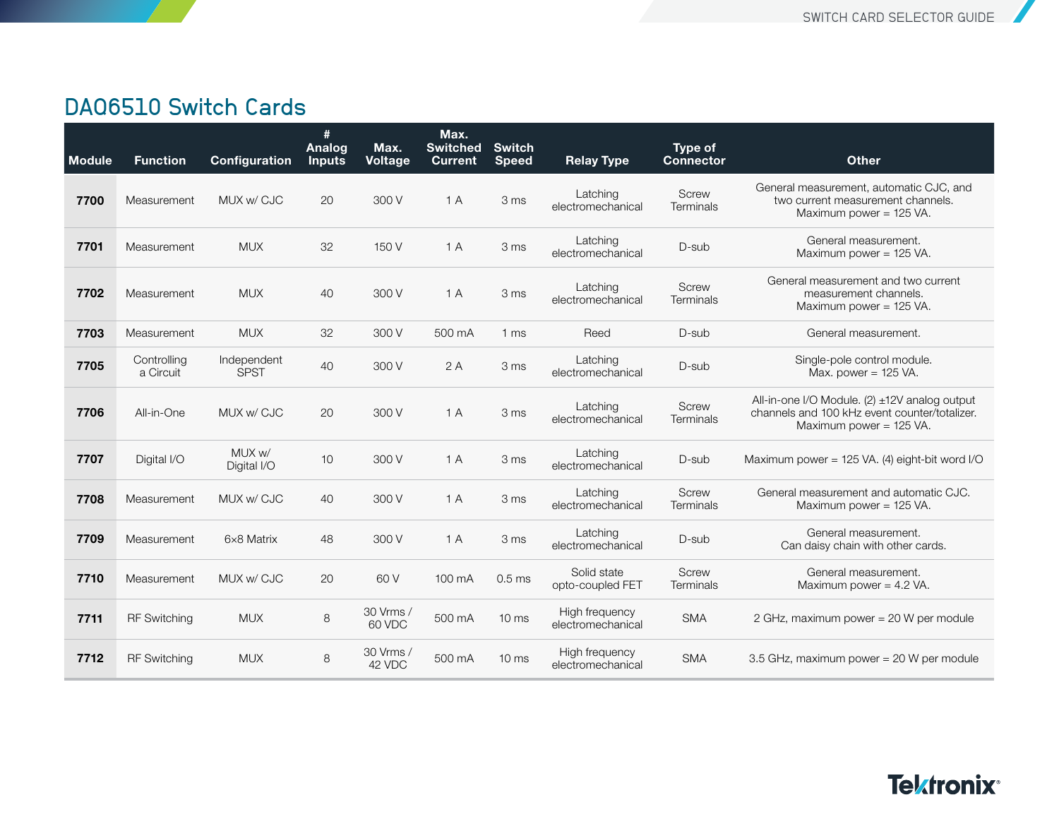## DAQ6510 Switch Cards

| Module | Function | Configuration | # Analog Inputs | Max. Voltage | Max. Switched Current | Switch Speed | Relay Type | Type of Connector | Other |
|---|---|---|---|---|---|---|---|---|---|
| **7700** | Measurement | MUX w/ CJC | 20 | 300 V | 1 A | 3 ms | Latching electromechanical | Screw Terminals | General measurement, automatic CJC, and two current measurement channels. Maximum power = 125 VA. |
| **7701** | Measurement | MUX | 32 | 150 V | 1 A | 3 ms | Latching electromechanical | D-sub | General measurement. Maximum power = 125 VA. |
| **7702** | Measurement | MUX | 40 | 300 V | 1 A | 3 ms | Latching electromechanical | Screw Terminals | General measurement and two current measurement channels. Maximum power = 125 VA. |
| **7703** | Measurement | MUX | 32 | 300 V | 500 mA | 1 ms | Reed | D-sub | General measurement. |
| **7705** | Controlling a Circuit | Independent SPST | 40 | 300 V | 2 A | 3 ms | Latching electromechanical | D-sub | Single-pole control module. Max. power = 125 VA. |
| **7706** | All-in-One | MUX w/ CJC | 20 | 300 V | 1 A | 3 ms | Latching electromechanical | Screw Terminals | All-in-one I/O Module. (2) ±12V analog output channels and 100 kHz event counter/totalizer. Maximum power = 125 VA. |
| **7707** | Digital I/O | MUX w/ Digital I/O | 10 | 300 V | 1 A | 3 ms | Latching electromechanical | D-sub | Maximum power = 125 VA. (4) eight-bit word I/O |
| **7708** | Measurement | MUX w/ CJC | 40 | 300 V | 1 A | 3 ms | Latching electromechanical | Screw Terminals | General measurement and automatic CJC. Maximum power = 125 VA. |
| **7709** | Measurement | 6×8 Matrix | 48 | 300 V | 1 A | 3 ms | Latching electromechanical | D-sub | General measurement. Can daisy chain with other cards. |
| **7710** | Measurement | MUX w/ CJC | 20 | 60 V | 100 mA | 0.5 ms | Solid state opto-coupled FET | Screw Terminals | General measurement. Maximum power = 4.2 VA. |
| **7711** | RF Switching | MUX | 8 | 30 Vrms / 60 VDC | 500 mA | 10 ms | High frequency electromechanical | SMA | 2 GHz, maximum power = 20 W per module |
| **7712** | RF Switching | MUX | 8 | 30 Vrms / 42 VDC | 500 mA | 10 ms | High frequency electromechanical | SMA | 3.5 GHz, maximum power = 20 W per module |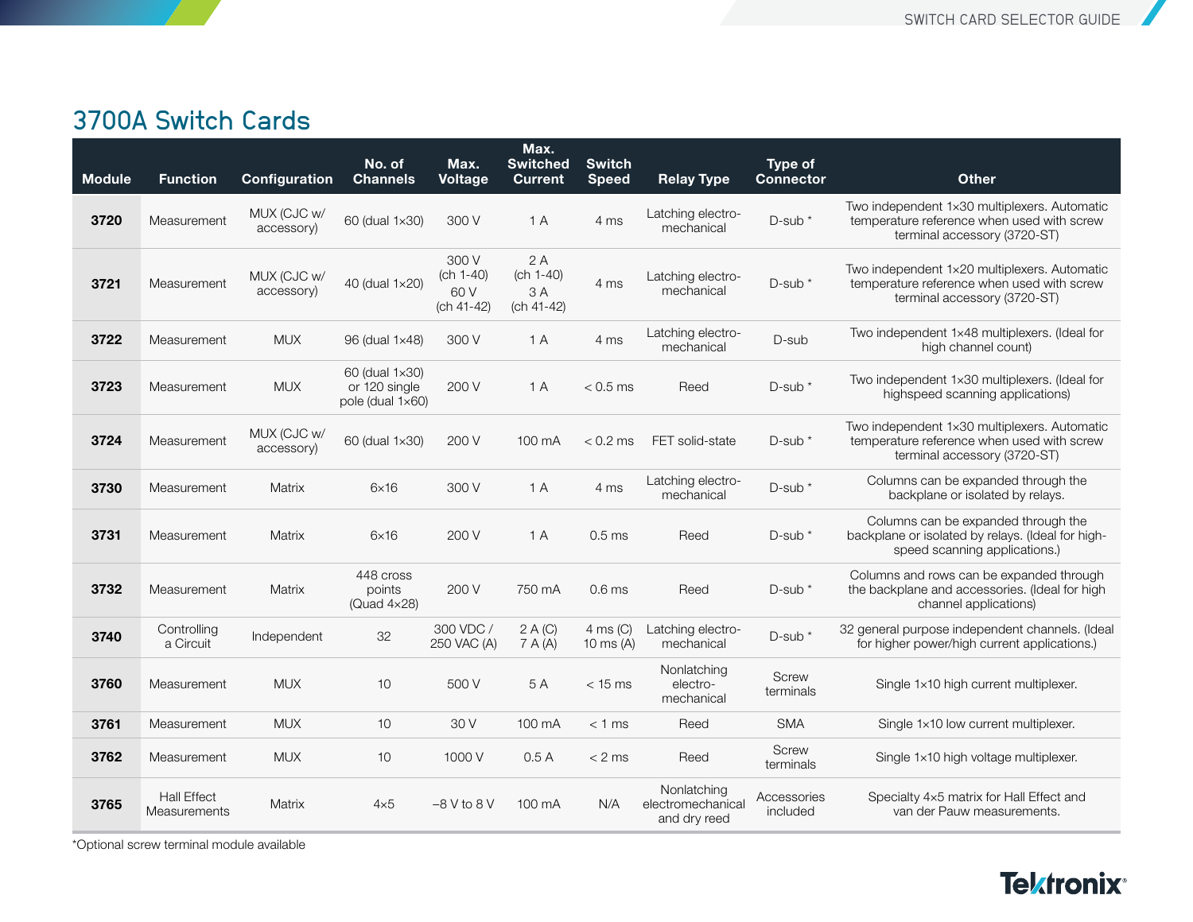## 3700A Switch Cards

| Module | Function | Configuration | No. of Channels | Max. Voltage | Max. Switched Current | Switch Speed | Relay Type | Type of Connector | Other |
|---|---|---|---|---|---|---|---|---|---|
| **3720** | Measurement | MUX (CJC w/ accessory) | 60 (dual 1×30) | 300 V | 1 A | 4 ms | Latching electro-mechanical | D-sub * | Two independent 1×30 multiplexers. Automatic temperature reference when used with screw terminal accessory (3720-ST) |
| **3721** | Measurement | MUX (CJC w/ accessory) | 40 (dual 1×20) | 300 V (ch 1-40) 60 V (ch 41-42) | 2 A (ch 1-40) 3 A (ch 41-42) | 4 ms | Latching electro-mechanical | D-sub * | Two independent 1×20 multiplexers. Automatic temperature reference when used with screw terminal accessory (3720-ST) |
| **3722** | Measurement | MUX | 96 (dual 1×48) | 300 V | 1 A | 4 ms | Latching electro-mechanical | D-sub | Two independent 1×48 multiplexers. (Ideal for high channel count) |
| **3723** | Measurement | MUX | 60 (dual 1×30) or 120 single pole (dual 1×60) | 200 V | 1 A | < 0.5 ms | Reed | D-sub * | Two independent 1×30 multiplexers. (Ideal for highspeed scanning applications) |
| **3724** | Measurement | MUX (CJC w/ accessory) | 60 (dual 1×30) | 200 V | 100 mA | < 0.2 ms | FET solid-state | D-sub * | Two independent 1×30 multiplexers. Automatic temperature reference when used with screw terminal accessory (3720-ST) |
| **3730** | Measurement | Matrix | 6×16 | 300 V | 1 A | 4 ms | Latching electro-mechanical | D-sub * | Columns can be expanded through the backplane or isolated by relays. |
| **3731** | Measurement | Matrix | 6×16 | 200 V | 1 A | 0.5 ms | Reed | D-sub * | Columns can be expanded through the backplane or isolated by relays. (Ideal for high-speed scanning applications.) |
| **3732** | Measurement | Matrix | 448 cross points (Quad 4×28) | 200 V | 750 mA | 0.6 ms | Reed | D-sub * | Columns and rows can be expanded through the backplane and accessories. (Ideal for high channel applications) |
| **3740** | Controlling a Circuit | Independent | 32 | 300 VDC / 250 VAC (A) | 2 A (C) 7 A (A) | 4 ms (C) 10 ms (A) | Latching electro-mechanical | D-sub * | 32 general purpose independent channels. (Ideal for higher power/high current applications.) |
| **3760** | Measurement | MUX | 10 | 500 V | 5 A | < 15 ms | Nonlatching electro-mechanical | Screw terminals | Single 1×10 high current multiplexer. |
| **3761** | Measurement | MUX | 10 | 30 V | 100 mA | < 1 ms | Reed | SMA | Single 1×10 low current multiplexer. |
| **3762** | Measurement | MUX | 10 | 1000 V | 0.5 A | < 2 ms | Reed | Screw terminals | Single 1×10 high voltage multiplexer. |
| **3765** | Hall Effect Measurements | Matrix | 4×5 | −8 V to 8 V | 100 mA | N/A | Nonlatching electromechanical and dry reed | Accessories included | Specialty 4×5 matrix for Hall Effect and van der Pauw measurements. |

*Optional screw terminal module available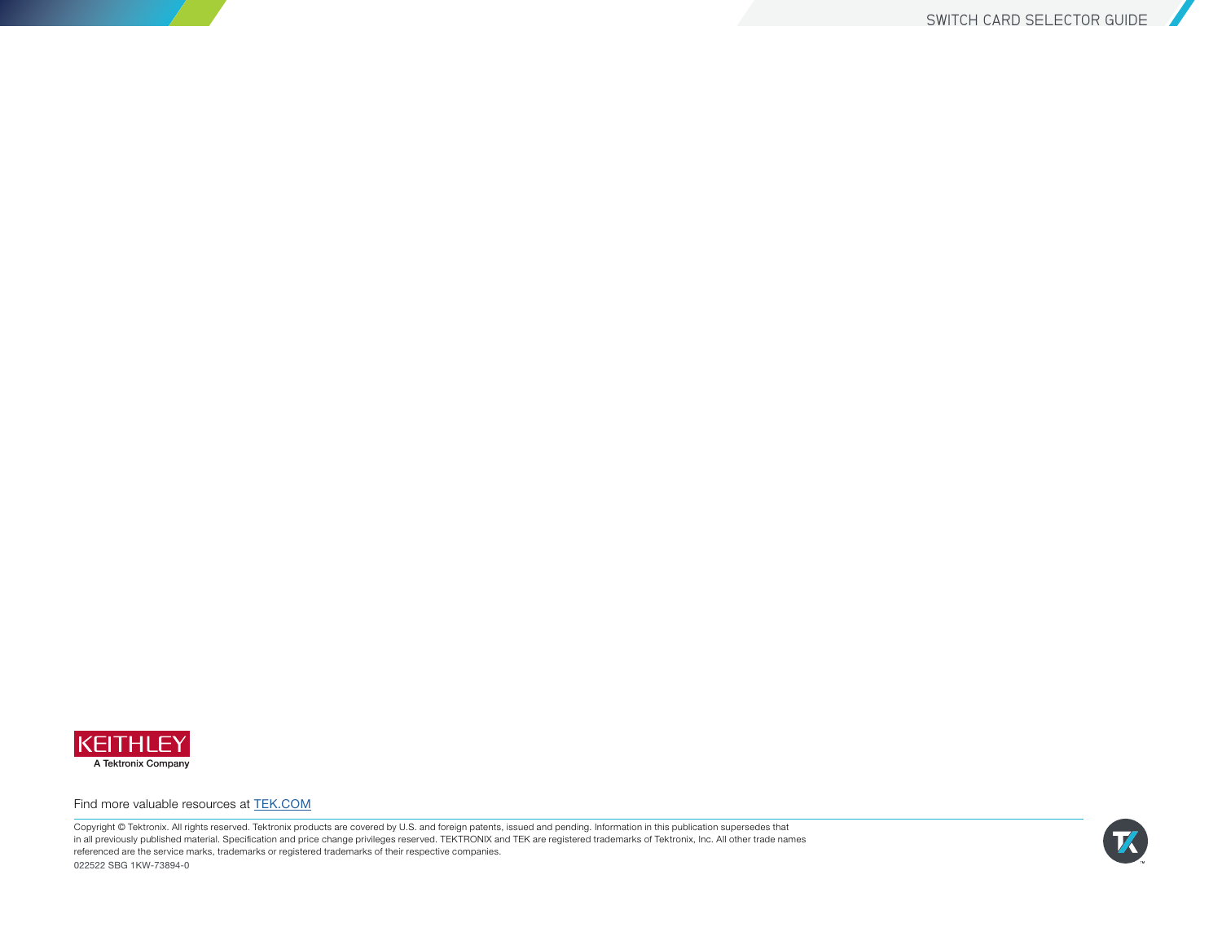KEITHLEY
A Tektronix Company

Find more valuable resources at [TEK.COM](https://www.tek.com)

Copyright © Tektronix. All rights reserved. Tektronix products are covered by U.S. and foreign patents, issued and pending. Information in this publication supersedes that in all previously published material. Specification and price change privileges reserved. TEKTRONIX and TEK are registered trademarks of Tektronix, Inc. All other trade names referenced are the service marks, trademarks or registered trademarks of their respective companies.

022522 SBG 1KW-73894-0